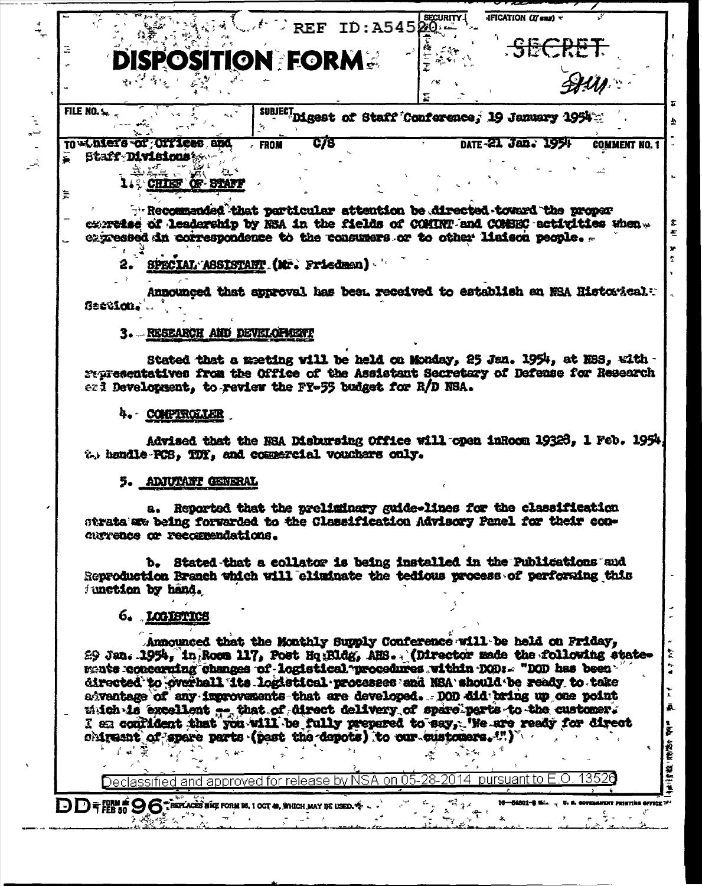REF ID:A54520

SECURITY CLASSIFICATION (If any)

SECRET

# DISPOSITION FORM

FILE NO.

SUBJECT Digest of Staff Conference, 19 January 1954

TO Chiefs of Offices and Staff Divisions

FROM C/S

DATE 21 Jan. 1954

COMMENT NO. 1

1. CHIEF OF STAFF

Recommended that particular attention be directed toward the proper exercise of leadership by NSA in the fields of COMINT and COMSEC activities when expressed in correspondence to the consumers or to other liaison people.

2. SPECIAL ASSISTANT (Mr. Friedman)

Announced that approval has been received to establish an NSA Historical Section.

3. RESEARCH AND DEVELOPMENT

Stated that a meeting will be held on Monday, 25 Jan. 1954, at NSS, with representatives from the Office of the Assistant Secretary of Defense for Research and Development, to review the FY-55 budget for R/D NSA.

4. COMPTROLLER

Advised that the NSA Disbursing Office will open inRoom 19323, 1 Feb. 1954, to handle PCS, TDY, and commercial vouchers only.

5. ADJUTANT GENERAL

a. Reported that the preliminary guide-lines for the classification strata are being forwarded to the Classification Advisory Panel for their concurrence or recommendations.

b. Stated that a collator is being installed in the Publications and Reproduction Branch which will eliminate the tedious process of performing this function by hand.

6. LOGISTICS

Announced that the Monthly Supply Conference will be held on Friday, 29 Jan. 1954, in Room 117, Post Hq Bldg, AHS. (Director made the following statements concerning changes of logistical procedures within DOD: "DOD has been directed to overhaul its logistical processes and NSA should be ready to take advantage of any improvements that are developed. DOD did bring up one point which is excellent -- that of direct delivery of spare parts to the customer. I am confident that you will be fully prepared to say, 'We are ready for direct shipment of spare parts (past the depots) to our customers.'")

Declassified and approved for release by NSA on 05-28-2014 pursuant to E.O. 13526

DD FORM 96 1 FEB 50 REPLACES NME FORM 96, 1 OCT 48, WHICH MAY BE USED.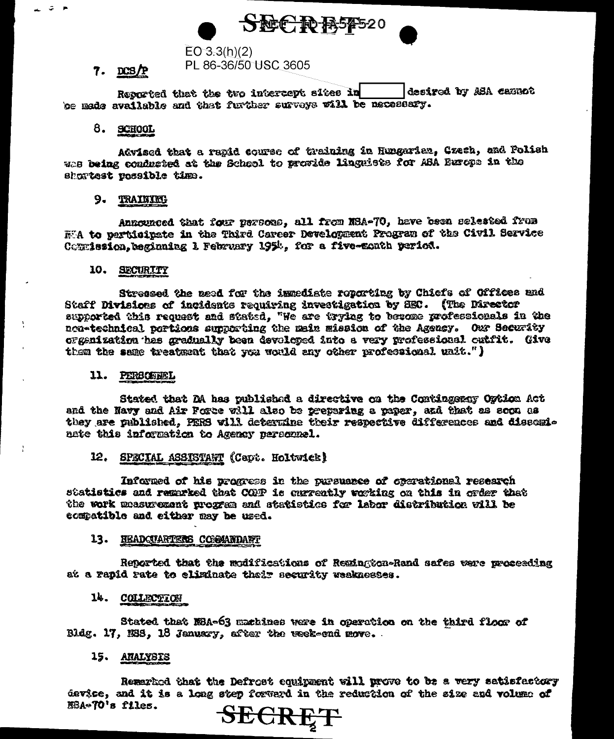**SECRET**

EO 3.3(h)(2)
PL 86-36/50 USC 3605

7. DCS/P

Reported that the two intercept sites in [redacted] desired by ASA cannot be made available and that further surveys will be necessary.

8. SCHOOL

Advised that a rapid course of training in Hungarian, Czech, and Polish was being conducted at the School to provide linguists for ASA Europe in the shortest possible time.

9. TRAINING

Announced that four persons, all from NSA-70, have been selected from NSA to participate in the Third Career Development Program of the Civil Service Commission, beginning 1 February 1954, for a five-month period.

10. SECURITY

Stressed the need for the immediate reporting by Chiefs of Offices and Staff Divisions of incidents requiring investigation by SEC. (The Director supported this request and stated, "We are trying to become professionals in the non-technical portions supporting the main mission of the Agency. Our Security organization has gradually been developed into a very professional outfit. Give them the same treatment that you would any other professional unit.")

11. PERSONNEL

Stated that DA has published a directive on the Contingency Option Act and the Navy and Air Force will also be preparing a paper, and that as soon as they are published, PERS will determine their respective differences and disseminate this information to Agency personnel.

12. SPECIAL ASSISTANT (Capt. Holtwick)

Informed of his progress in the pursuance of operational research statistics and remarked that COMP is currently working on this in order that the work measurement program and statistics for labor distribution will be compatible and either may be used.

13. HEADQUARTERS COMMANDANT

Reported that the modifications of Remington-Rand safes were proceeding at a rapid rate to eliminate their security weaknesses.

14. COLLECTION

Stated that NSA-63 machines were in operation on the third floor of Bldg. 17, NSS, 18 January, after the week-end move.

15. ANALYSIS

Remarked that the Defrost equipment will prove to be a very satisfactory device, and it is a long step forward in the reduction of the size and volume of NSA-70's files.

**SECRET**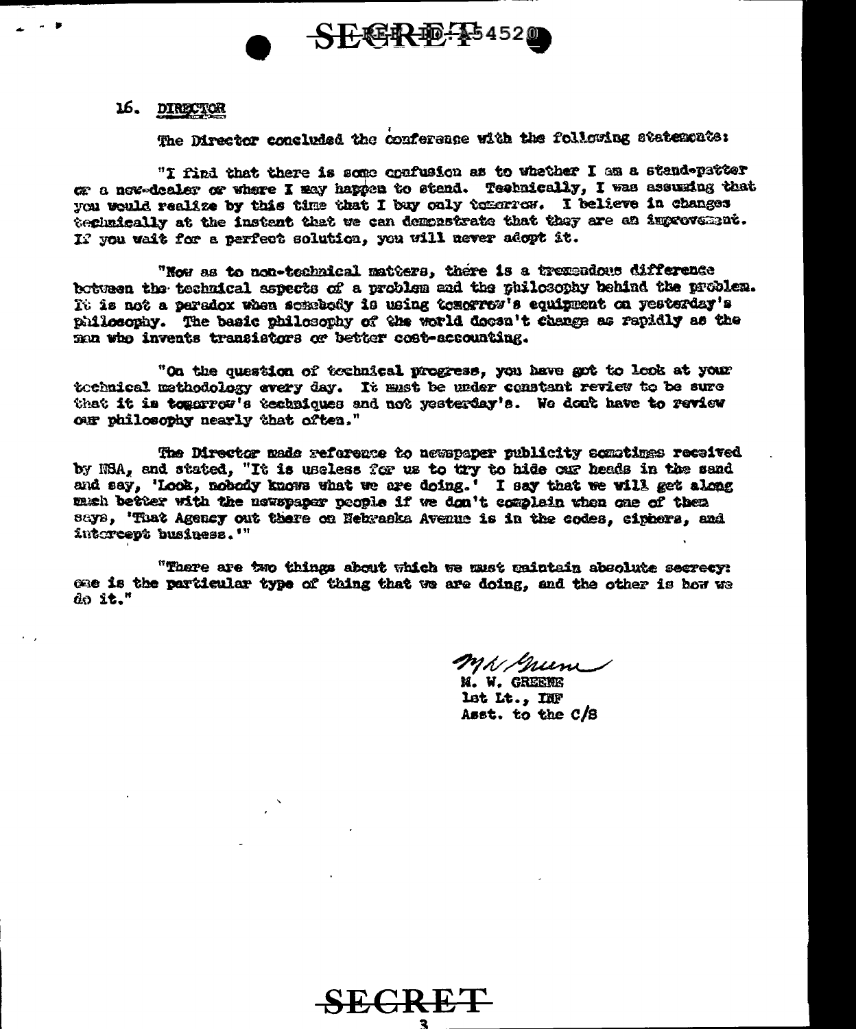## 16. DIRECTOR

The Director concluded the conference with the following statements:

"I find that there is some confusion as to whether I am a stand-patter or a new-dealer or where I may happen to stand. Technically, I was assuming that you would realize by this time that I buy only tomorrow. I believe in changes technically at the instant that we can demonstrate that they are an improvement. If you wait for a perfect solution, you will never adopt it.

"Now as to non-technical matters, there is a tremendous difference between the technical aspects of a problem and the philosophy behind the problem. It is not a paradox when somebody is using tomorrow's equipment on yesterday's philosophy. The basic philosophy of the world doesn't change as rapidly as the man who invents transistors or better cost-accounting.

"On the question of technical progress, you have got to look at your technical methodology every day. It must be under constant review to be sure that it is tomorrow's techniques and not yesterday's. We don't have to review our philosophy nearly that often."

The Director made reference to newspaper publicity sometimes received by NSA, and stated, "It is useless for us to try to hide our heads in the sand and say, 'Look, nobody knows what we are doing.' I say that we will get along much better with the newspaper people if we don't complain when one of them says, 'That Agency out there on Nebraska Avenue is in the codes, ciphers, and intercept business.'"

"There are two things about which we must maintain absolute secrecy: one is the particular type of thing that we are doing, and the other is how we do it."

M. W. GREENE
1st Lt., INF
Asst. to the C/S